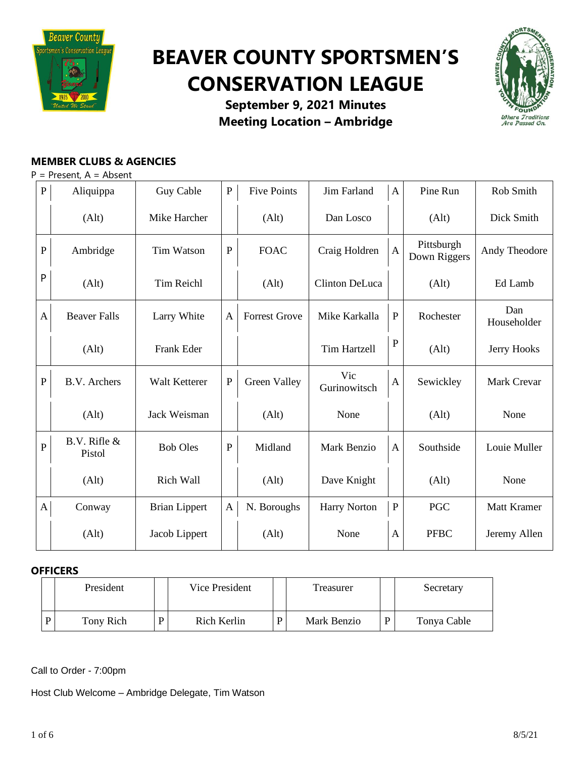# BEAVER COUNTY SPORTSMEN'S CONSERVATION LEAGUE

**September 9, 2021 Minutes**
**Meeting Location – Ambridge**

### MEMBER CLUBS & AGENCIES

P = Present, A = Absent

| | Club | Delegate | | Club | Delegate | | Club | Delegate |
|---|---|---|---|---|---|---|---|---|
| P | Aliquippa | Guy Cable | P | Five Points | Jim Farland | A | Pine Run | Rob Smith |
| | (Alt) | Mike Harcher | | (Alt) | Dan Losco | | (Alt) | Dick Smith |
| P | Ambridge | Tim Watson | P | FOAC | Craig Holdren | A | Pittsburgh Down Riggers | Andy Theodore |
| P | (Alt) | Tim Reichl | | (Alt) | Clinton DeLuca | | (Alt) | Ed Lamb |
| A | Beaver Falls | Larry White | A | Forrest Grove | Mike Karkalla | P | Rochester | Dan Householder |
| | (Alt) | Frank Eder | | | Tim Hartzell | P | (Alt) | Jerry Hooks |
| P | B.V. Archers | Walt Ketterer | P | Green Valley | Vic Gurinowitsch | A | Sewickley | Mark Crevar |
| | (Alt) | Jack Weisman | | (Alt) | None | | (Alt) | None |
| P | B.V. Rifle & Pistol | Bob Oles | P | Midland | Mark Benzio | A | Southside | Louie Muller |
| | (Alt) | Rich Wall | | (Alt) | Dave Knight | | (Alt) | None |
| A | Conway | Brian Lippert | A | N. Boroughs | Harry Norton | P | PGC | Matt Kramer |
| | (Alt) | Jacob Lippert | | (Alt) | None | A | PFBC | Jeremy Allen |

### OFFICERS

| | President | | Vice President | | Treasurer | | Secretary |
|---|---|---|---|---|---|---|---|
| P | Tony Rich | P | Rich Kerlin | P | Mark Benzio | P | Tonya Cable |

Call to Order - 7:00pm

Host Club Welcome – Ambridge Delegate, Tim Watson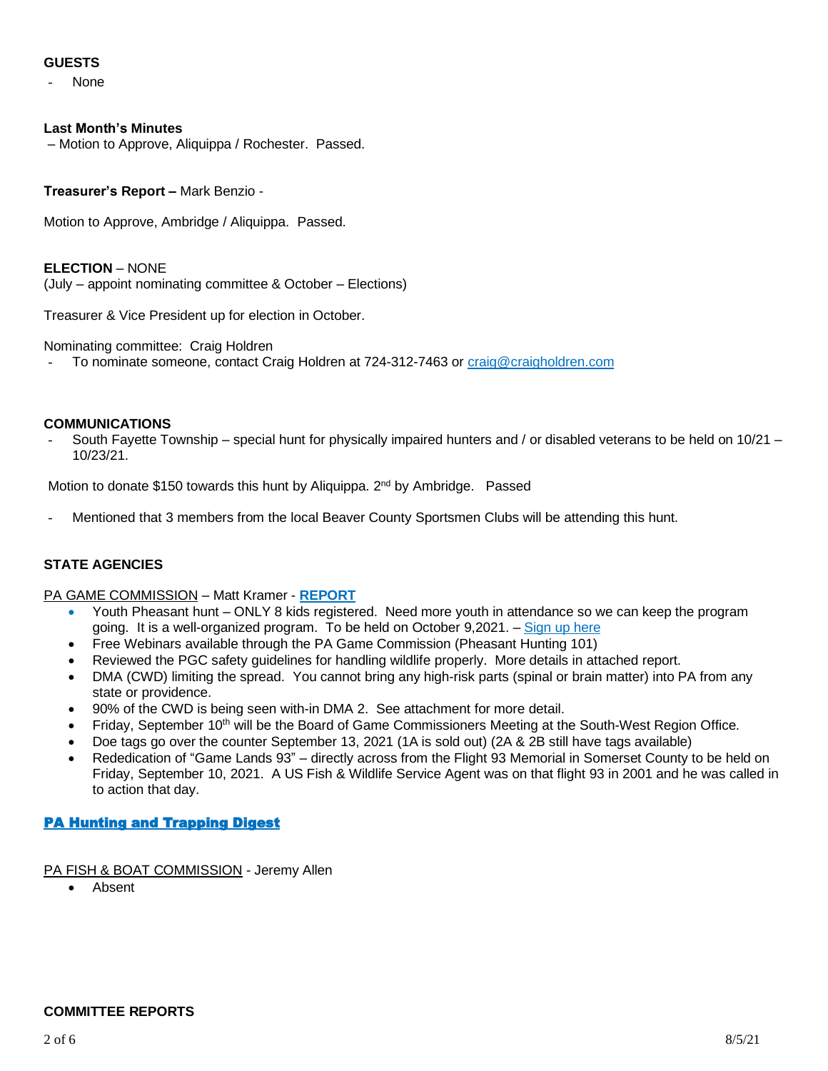**GUESTS**

- None

**Last Month's Minutes**

– Motion to Approve, Aliquippa / Rochester. Passed.

**Treasurer's Report –** Mark Benzio -

Motion to Approve, Ambridge / Aliquippa. Passed.

**ELECTION** – NONE
(July – appoint nominating committee & October – Elections)

Treasurer & Vice President up for election in October.

Nominating committee: Craig Holdren

- To nominate someone, contact Craig Holdren at 724-312-7463 or [craig@craigholdren.com](mailto:craig@craigholdren.com)

**COMMUNICATIONS**

- South Fayette Township – special hunt for physically impaired hunters and / or disabled veterans to be held on 10/21 – 10/23/21.

Motion to donate $150 towards this hunt by Aliquippa. 2nd by Ambridge. Passed

- Mentioned that 3 members from the local Beaver County Sportsmen Clubs will be attending this hunt.

**STATE AGENCIES**

PA GAME COMMISSION – Matt Kramer - **REPORT**

- Youth Pheasant hunt – ONLY 8 kids registered. Need more youth in attendance so we can keep the program going. It is a well-organized program. To be held on October 9,2021. – Sign up here
- Free Webinars available through the PA Game Commission (Pheasant Hunting 101)
- Reviewed the PGC safety guidelines for handling wildlife properly. More details in attached report.
- DMA (CWD) limiting the spread. You cannot bring any high-risk parts (spinal or brain matter) into PA from any state or providence.
- 90% of the CWD is being seen with-in DMA 2. See attachment for more detail.
- Friday, September 10th will be the Board of Game Commissioners Meeting at the South-West Region Office.
- Doe tags go over the counter September 13, 2021 (1A is sold out) (2A & 2B still have tags available)
- Rededication of "Game Lands 93" – directly across from the Flight 93 Memorial in Somerset County to be held on Friday, September 10, 2021. A US Fish & Wildlife Service Agent was on that flight 93 in 2001 and he was called in to action that day.

**PA Hunting and Trapping Digest**

PA FISH & BOAT COMMISSION - Jeremy Allen

- Absent

**COMMITTEE REPORTS**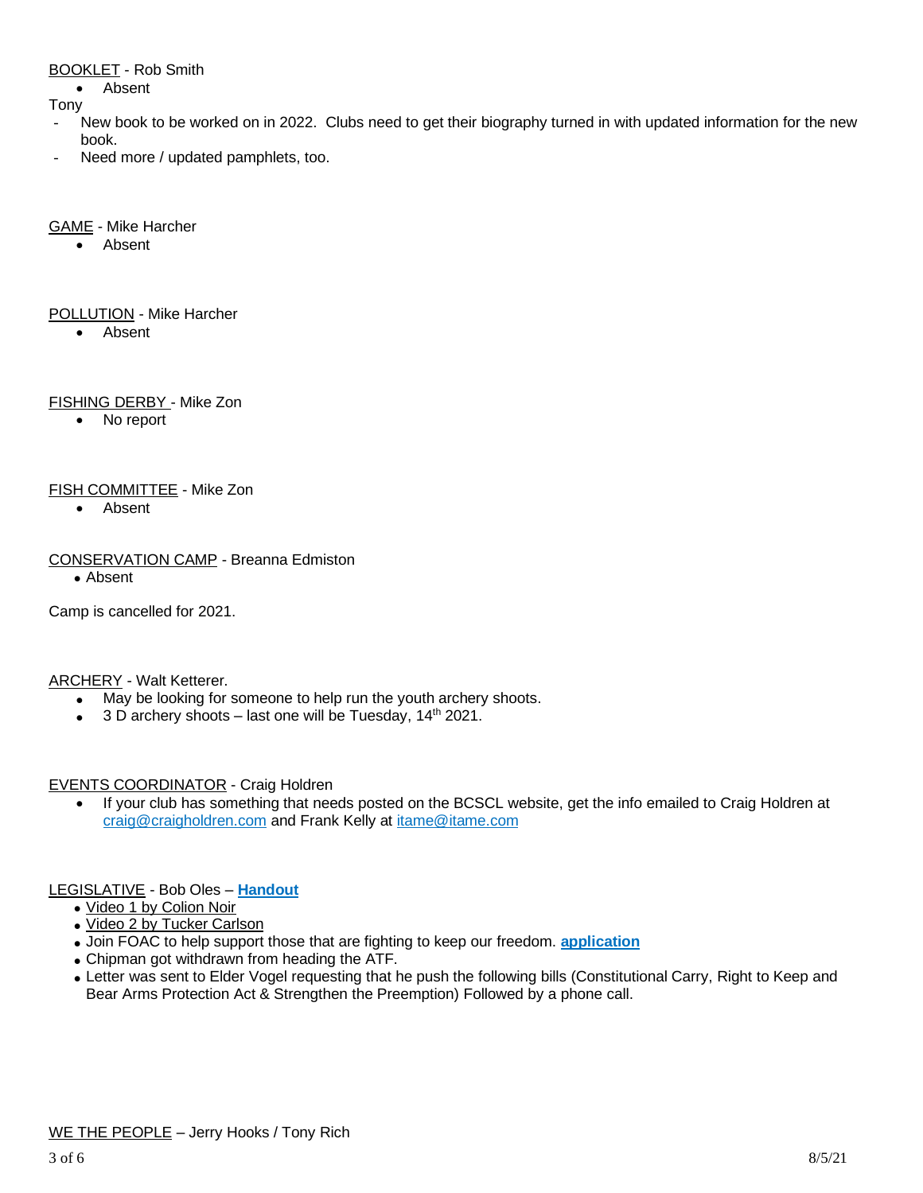BOOKLET - Rob Smith

- Absent

Tony

- New book to be worked on in 2022. Clubs need to get their biography turned in with updated information for the new book.
- Need more / updated pamphlets, too.

GAME - Mike Harcher

- Absent

POLLUTION - Mike Harcher

- Absent

FISHING DERBY - Mike Zon

- No report

FISH COMMITTEE - Mike Zon

- Absent

CONSERVATION CAMP - Breanna Edmiston

- Absent

Camp is cancelled for 2021.

ARCHERY - Walt Ketterer.

- May be looking for someone to help run the youth archery shoots.
- 3 D archery shoots – last one will be Tuesday, 14th 2021.

EVENTS COORDINATOR - Craig Holdren

- If your club has something that needs posted on the BCSCL website, get the info emailed to Craig Holdren at craig@craigholdren.com and Frank Kelly at itame@itame.com

LEGISLATIVE - Bob Oles – **Handout**

- Video 1 by Colion Noir
- Video 2 by Tucker Carlson
- Join FOAC to help support those that are fighting to keep our freedom. **application**
- Chipman got withdrawn from heading the ATF.
- Letter was sent to Elder Vogel requesting that he push the following bills (Constitutional Carry, Right to Keep and Bear Arms Protection Act & Strengthen the Preemption) Followed by a phone call.

WE THE PEOPLE – Jerry Hooks / Tony Rich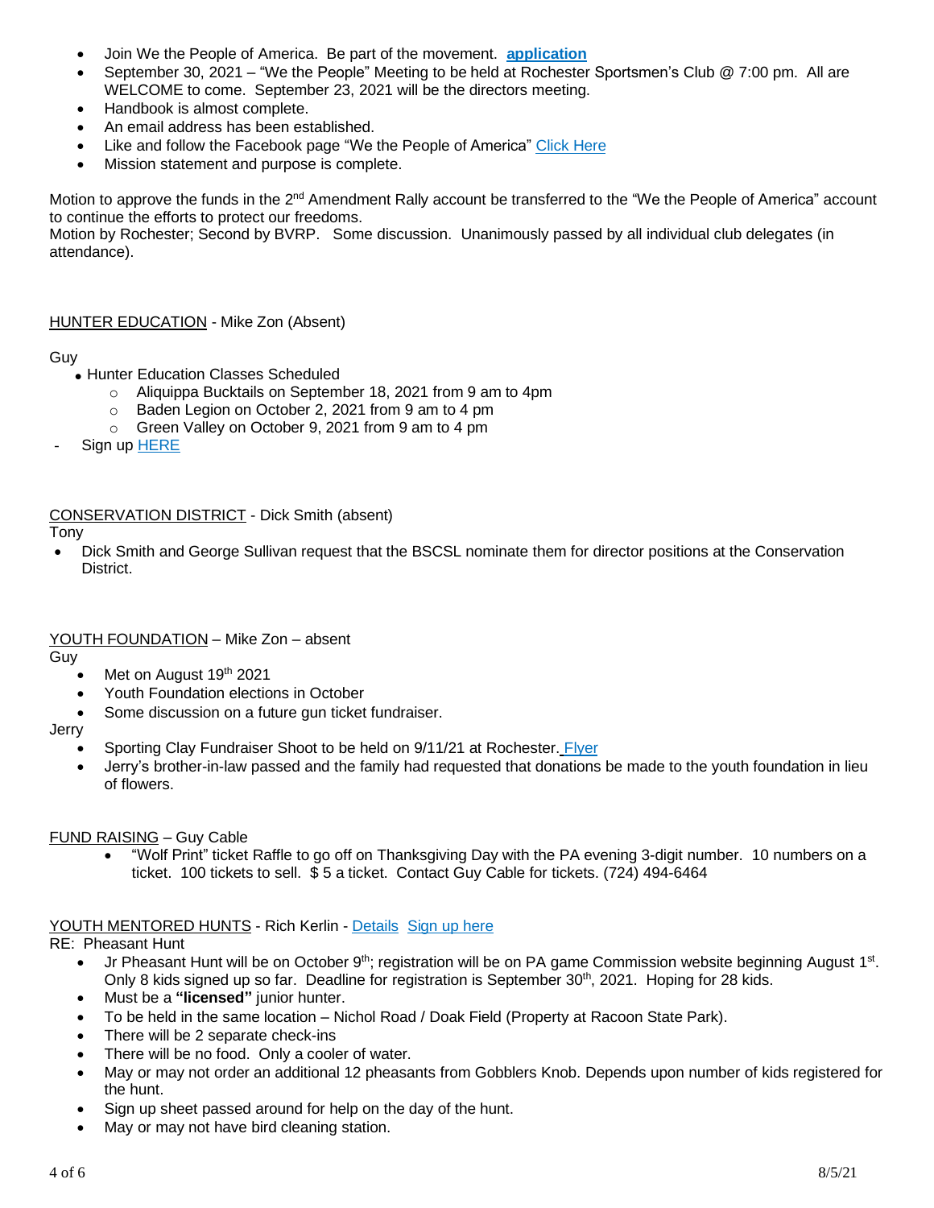- Join We the People of America. Be part of the movement. **application**
- September 30, 2021 – "We the People" Meeting to be held at Rochester Sportsmen's Club @ 7:00 pm. All are WELCOME to come. September 23, 2021 will be the directors meeting.
- Handbook is almost complete.
- An email address has been established.
- Like and follow the Facebook page "We the People of America" Click Here
- Mission statement and purpose is complete.

Motion to approve the funds in the 2nd Amendment Rally account be transferred to the "We the People of America" account to continue the efforts to protect our freedoms.
Motion by Rochester; Second by BVRP. Some discussion. Unanimously passed by all individual club delegates (in attendance).

HUNTER EDUCATION - Mike Zon (Absent)

Guy

- Hunter Education Classes Scheduled
  - Aliquippa Bucktails on September 18, 2021 from 9 am to 4pm
  - Baden Legion on October 2, 2021 from 9 am to 4 pm
  - Green Valley on October 9, 2021 from 9 am to 4 pm

- Sign up HERE

CONSERVATION DISTRICT - Dick Smith (absent)

Tony

- Dick Smith and George Sullivan request that the BSCSL nominate them for director positions at the Conservation District.

YOUTH FOUNDATION – Mike Zon – absent

Guy

- Met on August 19th 2021
- Youth Foundation elections in October
- Some discussion on a future gun ticket fundraiser.

Jerry

- Sporting Clay Fundraiser Shoot to be held on 9/11/21 at Rochester. Flyer
- Jerry's brother-in-law passed and the family had requested that donations be made to the youth foundation in lieu of flowers.

FUND RAISING – Guy Cable

- "Wolf Print" ticket Raffle to go off on Thanksgiving Day with the PA evening 3-digit number. 10 numbers on a ticket. 100 tickets to sell. $ 5 a ticket. Contact Guy Cable for tickets. (724) 494-6464

YOUTH MENTORED HUNTS - Rich Kerlin - Details Sign up here

RE: Pheasant Hunt

- Jr Pheasant Hunt will be on October 9th; registration will be on PA game Commission website beginning August 1st. Only 8 kids signed up so far. Deadline for registration is September 30th, 2021. Hoping for 28 kids.
- Must be a **"licensed"** junior hunter.
- To be held in the same location – Nichol Road / Doak Field (Property at Racoon State Park).
- There will be 2 separate check-ins
- There will be no food. Only a cooler of water.
- May or may not order an additional 12 pheasants from Gobblers Knob. Depends upon number of kids registered for the hunt.
- Sign up sheet passed around for help on the day of the hunt.
- May or may not have bird cleaning station.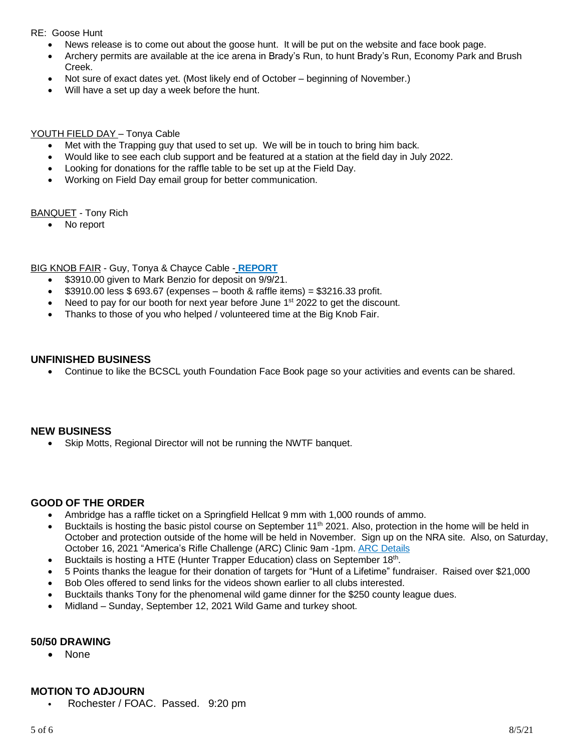RE: Goose Hunt

- News release is to come out about the goose hunt. It will be put on the website and face book page.
- Archery permits are available at the ice arena in Brady's Run, to hunt Brady's Run, Economy Park and Brush Creek.
- Not sure of exact dates yet. (Most likely end of October – beginning of November.)
- Will have a set up day a week before the hunt.

YOUTH FIELD DAY – Tonya Cable

- Met with the Trapping guy that used to set up. We will be in touch to bring him back.
- Would like to see each club support and be featured at a station at the field day in July 2022.
- Looking for donations for the raffle table to be set up at the Field Day.
- Working on Field Day email group for better communication.

BANQUET - Tony Rich

- No report

BIG KNOB FAIR - Guy, Tonya & Chayce Cable - **REPORT**

- $3910.00 given to Mark Benzio for deposit on 9/9/21.
- $3910.00 less $ 693.67 (expenses – booth & raffle items) = $3216.33 profit.
- Need to pay for our booth for next year before June 1st 2022 to get the discount.
- Thanks to those of you who helped / volunteered time at the Big Knob Fair.

## UNFINISHED BUSINESS

- Continue to like the BCSCL youth Foundation Face Book page so your activities and events can be shared.

## NEW BUSINESS

- Skip Motts, Regional Director will not be running the NWTF banquet.

## GOOD OF THE ORDER

- Ambridge has a raffle ticket on a Springfield Hellcat 9 mm with 1,000 rounds of ammo.
- Bucktails is hosting the basic pistol course on September 11th 2021. Also, protection in the home will be held in October and protection outside of the home will be held in November. Sign up on the NRA site. Also, on Saturday, October 16, 2021 "America's Rifle Challenge (ARC) Clinic 9am -1pm. ARC Details
- Bucktails is hosting a HTE (Hunter Trapper Education) class on September 18th.
- 5 Points thanks the league for their donation of targets for "Hunt of a Lifetime" fundraiser. Raised over $21,000
- Bob Oles offered to send links for the videos shown earlier to all clubs interested.
- Bucktails thanks Tony for the phenomenal wild game dinner for the $250 county league dues.
- Midland – Sunday, September 12, 2021 Wild Game and turkey shoot.

## 50/50 DRAWING

- None

## MOTION TO ADJOURN

- Rochester / FOAC. Passed. 9:20 pm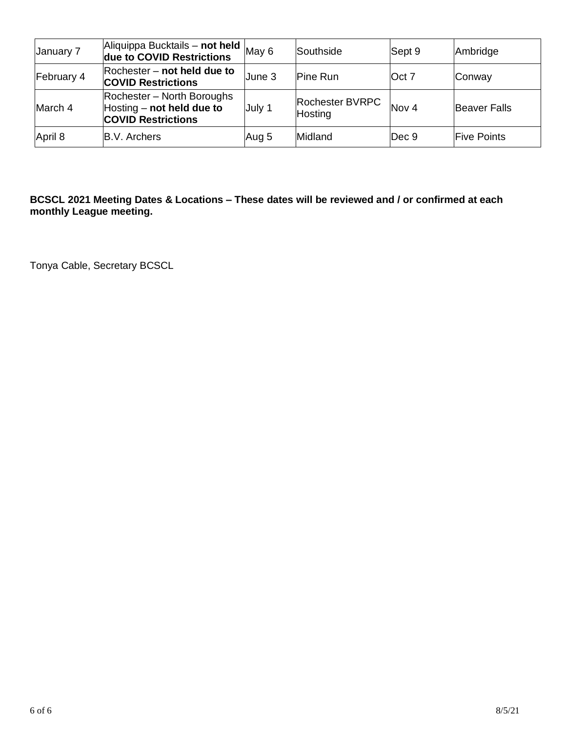| | | | | | |
|---|---|---|---|---|---|
| January 7 | Aliquippa Bucktails – **not held due to COVID Restrictions** | May 6 | Southside | Sept 9 | Ambridge |
| February 4 | Rochester – **not held due to COVID Restrictions** | June 3 | Pine Run | Oct 7 | Conway |
| March 4 | Rochester – North Boroughs Hosting – **not held due to COVID Restrictions** | July 1 | Rochester BVRPC Hosting | Nov 4 | Beaver Falls |
| April 8 | B.V. Archers | Aug 5 | Midland | Dec 9 | Five Points |

**BCSCL 2021 Meeting Dates & Locations – These dates will be reviewed and / or confirmed at each monthly League meeting.**

Tonya Cable, Secretary BCSCL